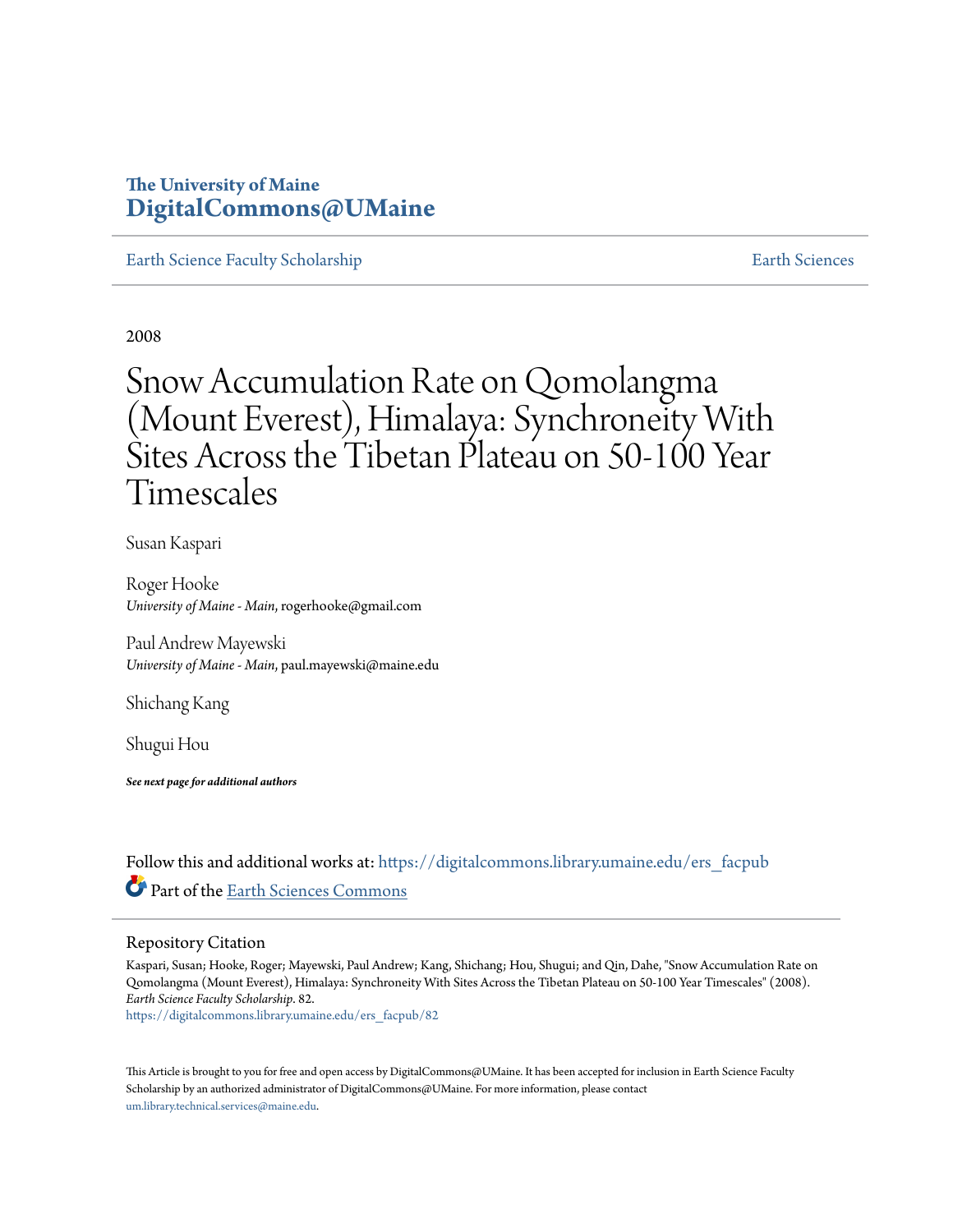The University of Maine
**DigitalCommons@UMaine**

Earth Science Faculty Scholarship

Earth Sciences

2008

# Snow Accumulation Rate on Qomolangma (Mount Everest), Himalaya: Synchroneity With Sites Across the Tibetan Plateau on 50-100 Year Timescales

Susan Kaspari

Roger Hooke
*University of Maine - Main*, rogerhooke@gmail.com

Paul Andrew Mayewski
*University of Maine - Main*, paul.mayewski@maine.edu

Shichang Kang

Shugui Hou

***See next page for additional authors***

Follow this and additional works at: https://digitalcommons.library.umaine.edu/ers_facpub

Part of the Earth Sciences Commons

## Repository Citation

Kaspari, Susan; Hooke, Roger; Mayewski, Paul Andrew; Kang, Shichang; Hou, Shugui; and Qin, Dahe, "Snow Accumulation Rate on Qomolangma (Mount Everest), Himalaya: Synchroneity With Sites Across the Tibetan Plateau on 50-100 Year Timescales" (2008). *Earth Science Faculty Scholarship*. 82.
https://digitalcommons.library.umaine.edu/ers_facpub/82

This Article is brought to you for free and open access by DigitalCommons@UMaine. It has been accepted for inclusion in Earth Science Faculty Scholarship by an authorized administrator of DigitalCommons@UMaine. For more information, please contact um.library.technical.services@maine.edu.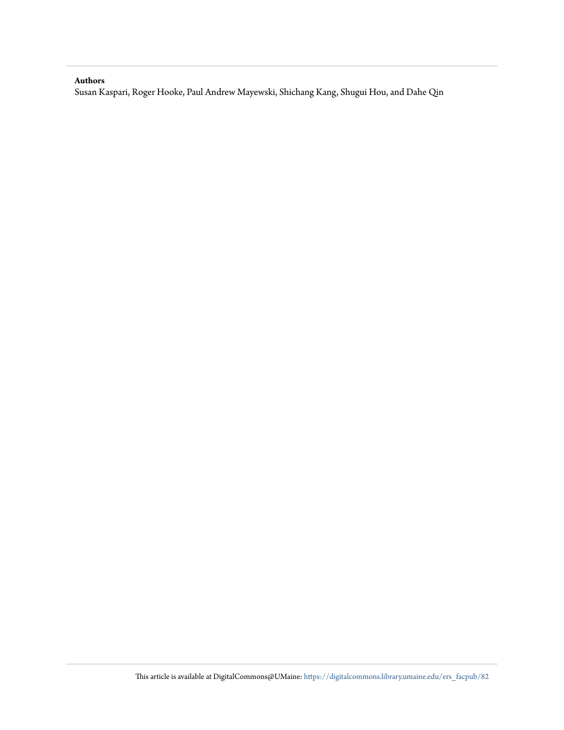**Authors**

Susan Kaspari, Roger Hooke, Paul Andrew Mayewski, Shichang Kang, Shugui Hou, and Dahe Qin

This article is available at DigitalCommons@UMaine: https://digitalcommons.library.umaine.edu/ers_facpub/82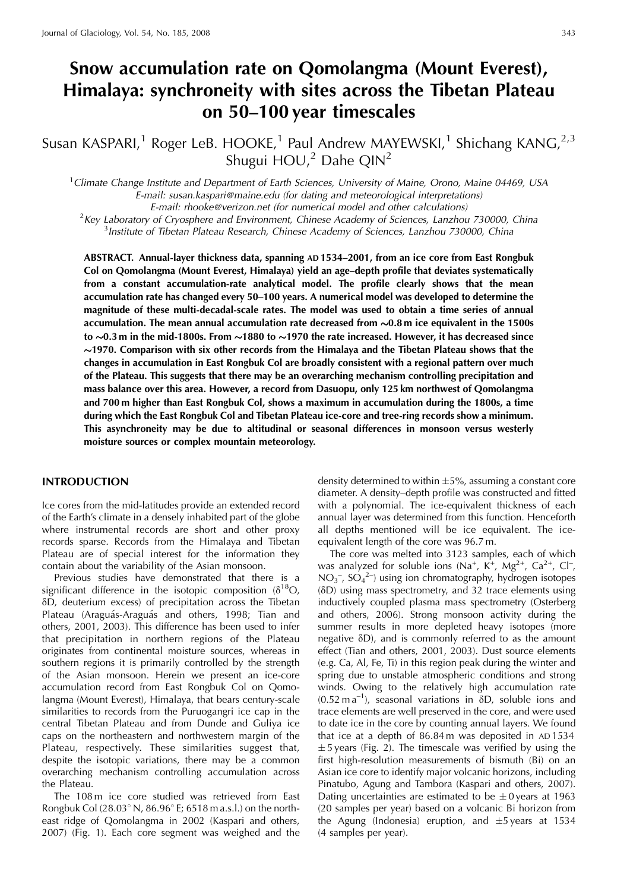# Snow accumulation rate on Qomolangma (Mount Everest), Himalaya: synchroneity with sites across the Tibetan Plateau on 50–100 year timescales

Susan KASPARI,[1] Roger LeB. HOOKE,[1] Paul Andrew MAYEWSKI,[1] Shichang KANG,[2,3] Shugui HOU,[2] Dahe QIN[2]

[1] *Climate Change Institute and Department of Earth Sciences, University of Maine, Orono, Maine 04469, USA*
*E-mail: susan.kaspari@maine.edu (for dating and meteorological interpretations)*
*E-mail: rhooke@verizon.net (for numerical model and other calculations)*

[2] *Key Laboratory of Cryosphere and Environment, Chinese Academy of Sciences, Lanzhou 730000, China*

[3] *Institute of Tibetan Plateau Research, Chinese Academy of Sciences, Lanzhou 730000, China*

**ABSTRACT. Annual-layer thickness data, spanning AD 1534–2001, from an ice core from East Rongbuk Col on Qomolangma (Mount Everest, Himalaya) yield an age–depth profile that deviates systematically from a constant accumulation-rate analytical model. The profile clearly shows that the mean accumulation rate has changed every 50–100 years. A numerical model was developed to determine the magnitude of these multi-decadal-scale rates. The model was used to obtain a time series of annual accumulation. The mean annual accumulation rate decreased from ~0.8 m ice equivalent in the 1500s to ~0.3 m in the mid-1800s. From ~1880 to ~1970 the rate increased. However, it has decreased since ~1970. Comparison with six other records from the Himalaya and the Tibetan Plateau shows that the changes in accumulation in East Rongbuk Col are broadly consistent with a regional pattern over much of the Plateau. This suggests that there may be an overarching mechanism controlling precipitation and mass balance over this area. However, a record from Dasuopu, only 125 km northwest of Qomolangma and 700 m higher than East Rongbuk Col, shows a maximum in accumulation during the 1800s, a time during which the East Rongbuk Col and Tibetan Plateau ice-core and tree-ring records show a minimum. This asynchroneity may be due to altitudinal or seasonal differences in monsoon versus westerly moisture sources or complex mountain meteorology.**

## INTRODUCTION

Ice cores from the mid-latitudes provide an extended record of the Earth's climate in a densely inhabited part of the globe where instrumental records are short and other proxy records sparse. Records from the Himalaya and Tibetan Plateau are of special interest for the information they contain about the variability of the Asian monsoon.

Previous studies have demonstrated that there is a significant difference in the isotopic composition ($\delta^{18}O$, $\delta D$, deuterium excess) of precipitation across the Tibetan Plateau (Araguás-Araguás and others, 1998; Tian and others, 2001, 2003). This difference has been used to infer that precipitation in northern regions of the Plateau originates from continental moisture sources, whereas in southern regions it is primarily controlled by the strength of the Asian monsoon. Herein we present an ice-core accumulation record from East Rongbuk Col on Qomolangma (Mount Everest), Himalaya, that bears century-scale similarities to records from the Puruogangri ice cap in the central Tibetan Plateau and from Dunde and Guliya ice caps on the northeastern and northwestern margin of the Plateau, respectively. These similarities suggest that, despite the isotopic variations, there may be a common overarching mechanism controlling accumulation across the Plateau.

The 108 m ice core studied was retrieved from East Rongbuk Col (28.03° N, 86.96° E; 6518 m a.s.l.) on the north-east ridge of Qomolangma in 2002 (Kaspari and others, 2007) (Fig. 1). Each core segment was weighed and the density determined to within ±5%, assuming a constant core diameter. A density–depth profile was constructed and fitted with a polynomial. The ice-equivalent thickness of each annual layer was determined from this function. Henceforth all depths mentioned will be ice equivalent. The ice-equivalent length of the core was 96.7 m.

The core was melted into 3123 samples, each of which was analyzed for soluble ions ($Na^+$, $K^+$, $Mg^{2+}$, $Ca^{2+}$, $Cl^-$, $NO_3^-$, $SO_4^{2-}$) using ion chromatography, hydrogen isotopes ($\delta D$) using mass spectrometry, and 32 trace elements using inductively coupled plasma mass spectrometry (Osterberg and others, 2006). Strong monsoon activity during the summer results in more depleted heavy isotopes (more negative $\delta D$), and is commonly referred to as the amount effect (Tian and others, 2001, 2003). Dust source elements (e.g. Ca, Al, Fe, Ti) in this region peak during the winter and spring due to unstable atmospheric conditions and strong winds. Owing to the relatively high accumulation rate ($0.52\ m\ a^{-1}$), seasonal variations in $\delta D$, soluble ions and trace elements are well preserved in the core, and were used to date ice in the core by counting annual layers. We found that ice at a depth of 86.84 m was deposited in AD 1534 ± 5 years (Fig. 2). The timescale was verified by using the first high-resolution measurements of bismuth (Bi) on an Asian ice core to identify major volcanic horizons, including Pinatubo, Agung and Tambora (Kaspari and others, 2007). Dating uncertainties are estimated to be ±0 years at 1963 (20 samples per year) based on a volcanic Bi horizon from the Agung (Indonesia) eruption, and ±5 years at 1534 (4 samples per year).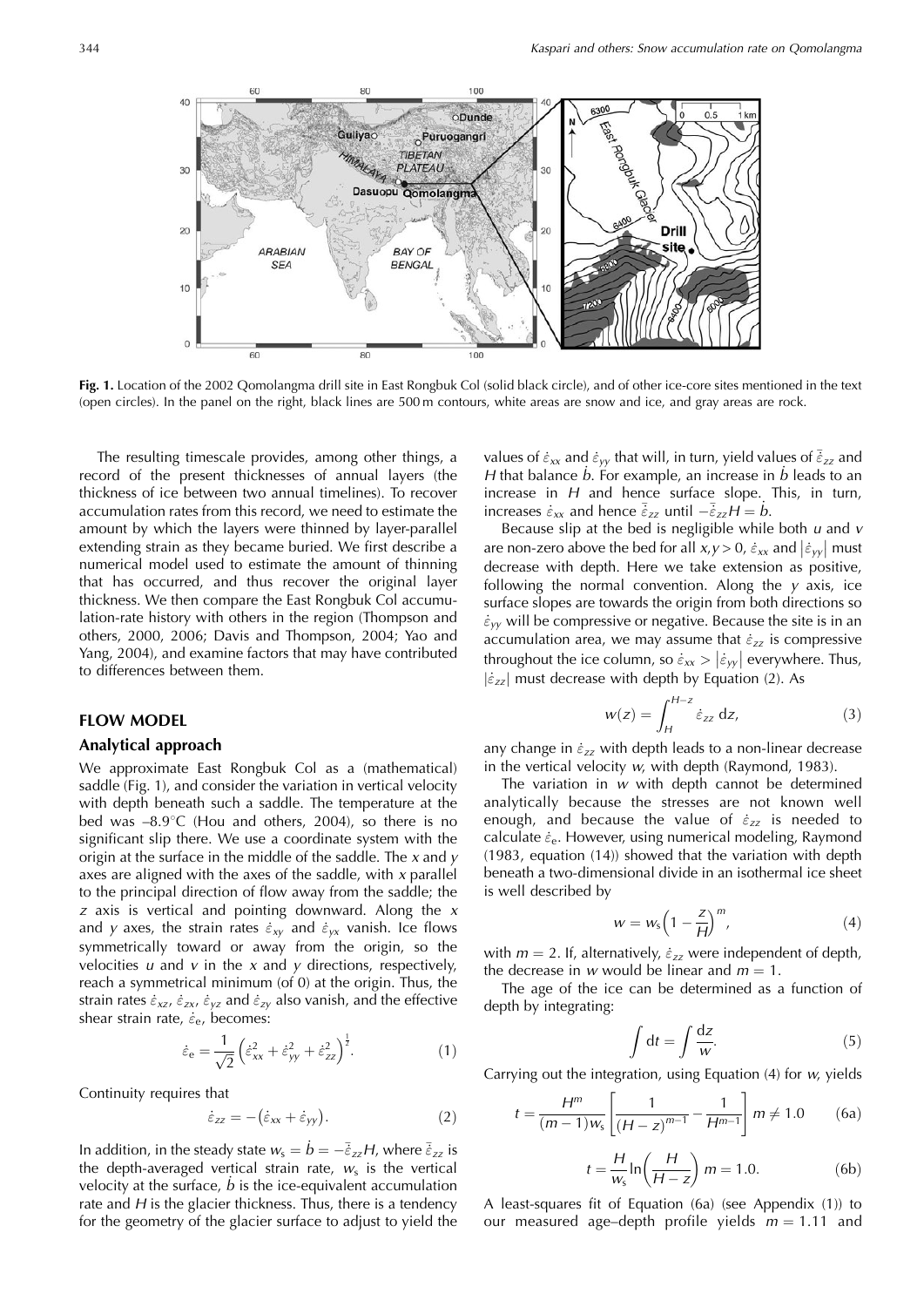60 80 100
40 40
Guliya Dunde
Puruogangri
TIBETAN PLATEAU
HIMALAYA
30 30
Dasuopu Qomolangma
20 20
ARABIAN SEA
BAY OF BENGAL
10 10
0 0
60 80 100

N
6300
0 0.5 1 km
East Rongbuk Glacier
6400
Drill site
6800
7200
6400
6800

**Fig. 1.** Location of the 2002 Qomolangma drill site in East Rongbuk Col (solid black circle), and of other ice-core sites mentioned in the text (open circles). In the panel on the right, black lines are 500 m contours, white areas are snow and ice, and gray areas are rock.

The resulting timescale provides, among other things, a record of the present thicknesses of annual layers (the thickness of ice between two annual timelines). To recover accumulation rates from this record, we need to estimate the amount by which the layers were thinned by layer-parallel extending strain as they became buried. We first describe a numerical model used to estimate the amount of thinning that has occurred, and thus recover the original layer thickness. We then compare the East Rongbuk Col accumulation-rate history with others in the region (Thompson and others, 2000, 2006; Davis and Thompson, 2004; Yao and Yang, 2004), and examine factors that may have contributed to differences between them.

## FLOW MODEL

### Analytical approach

We approximate East Rongbuk Col as a (mathematical) saddle (Fig. 1), and consider the variation in vertical velocity with depth beneath such a saddle. The temperature at the bed was –8.9°C (Hou and others, 2004), so there is no significant slip there. We use a coordinate system with the origin at the surface in the middle of the saddle. The $x$ and $y$ axes are aligned with the axes of the saddle, with $x$ parallel to the principal direction of flow away from the saddle; the $z$ axis is vertical and pointing downward. Along the $x$ and $y$ axes, the strain rates $\dot{\varepsilon}_{xy}$ and $\dot{\varepsilon}_{yx}$ vanish. Ice flows symmetrically toward or away from the origin, so the velocities $u$ and $v$ in the $x$ and $y$ directions, respectively, reach a symmetrical minimum (of 0) at the origin. Thus, the strain rates $\dot{\varepsilon}_{xz}$, $\dot{\varepsilon}_{zx}$, $\dot{\varepsilon}_{yz}$ and $\dot{\varepsilon}_{zy}$ also vanish, and the effective shear strain rate, $\dot{\varepsilon}_{\mathrm{e}}$, becomes:

$$\dot{\varepsilon}_{\mathrm{e}} = \frac{1}{\sqrt{2}}\left(\dot{\varepsilon}_{xx}^2 + \dot{\varepsilon}_{yy}^2 + \dot{\varepsilon}_{zz}^2\right)^{\frac{1}{2}}. \tag{1}$$

Continuity requires that

$$\dot{\varepsilon}_{zz} = -\left(\dot{\varepsilon}_{xx} + \dot{\varepsilon}_{yy}\right). \tag{2}$$

In addition, in the steady state $w_{\mathrm{s}} = \dot{b} = -\bar{\dot{\varepsilon}}_{zz}H$, where $\bar{\dot{\varepsilon}}_{zz}$ is the depth-averaged vertical strain rate, $w_{\mathrm{s}}$ is the vertical velocity at the surface, $\dot{b}$ is the ice-equivalent accumulation rate and $H$ is the glacier thickness. Thus, there is a tendency for the geometry of the glacier surface to adjust to yield the values of $\dot{\varepsilon}_{xx}$ and $\dot{\varepsilon}_{yy}$ that will, in turn, yield values of $\bar{\dot{\varepsilon}}_{zz}$ and $H$ that balance $\dot{b}$. For example, an increase in $\dot{b}$ leads to an increase in $H$ and hence surface slope. This, in turn, increases $\dot{\varepsilon}_{xx}$ and hence $\bar{\dot{\varepsilon}}_{zz}$ until $-\bar{\dot{\varepsilon}}_{zz}H = \dot{b}$.

Because slip at the bed is negligible while both $u$ and $v$ are non-zero above the bed for all $x, y > 0$, $\dot{\varepsilon}_{xx}$ and $|\dot{\varepsilon}_{yy}|$ must decrease with depth. Here we take extension as positive, following the normal convention. Along the $y$ axis, ice surface slopes are towards the origin from both directions so $\dot{\varepsilon}_{yy}$ will be compressive or negative. Because the site is in an accumulation area, we may assume that $\dot{\varepsilon}_{zz}$ is compressive throughout the ice column, so $\dot{\varepsilon}_{xx} > |\dot{\varepsilon}_{yy}|$ everywhere. Thus, $|\dot{\varepsilon}_{zz}|$ must decrease with depth by Equation (2). As

$$w(z) = \int_{H}^{H-z} \dot{\varepsilon}_{zz}\,\mathrm{d}z, \tag{3}$$

any change in $\dot{\varepsilon}_{zz}$ with depth leads to a non-linear decrease in the vertical velocity $w$, with depth (Raymond, 1983).

The variation in $w$ with depth cannot be determined analytically because the stresses are not known well enough, and because the value of $\dot{\varepsilon}_{zz}$ is needed to calculate $\dot{\varepsilon}_{\mathrm{e}}$. However, using numerical modeling, Raymond (1983, equation (14)) showed that the variation with depth beneath a two-dimensional divide in an isothermal ice sheet is well described by

$$w = w_{\mathrm{s}}\left(1 - \frac{z}{H}\right)^{m}, \tag{4}$$

with $m = 2$. If, alternatively, $\dot{\varepsilon}_{zz}$ were independent of depth, the decrease in $w$ would be linear and $m = 1$.

The age of the ice can be determined as a function of depth by integrating:

$$\int \mathrm{d}t = \int \frac{\mathrm{d}z}{w}. \tag{5}$$

Carrying out the integration, using Equation (4) for $w$, yields

$$t = \frac{H^m}{(m-1)w_{\mathrm{s}}}\left[\frac{1}{(H-z)^{m-1}} - \frac{1}{H^{m-1}}\right] \quad m \neq 1.0 \tag{6a}$$

$$t = \frac{H}{w_{\mathrm{s}}}\ln\left(\frac{H}{H-z}\right) \quad m = 1.0. \tag{6b}$$

A least-squares fit of Equation (6a) (see Appendix (1)) to our measured age–depth profile yields $m = 1.11$ and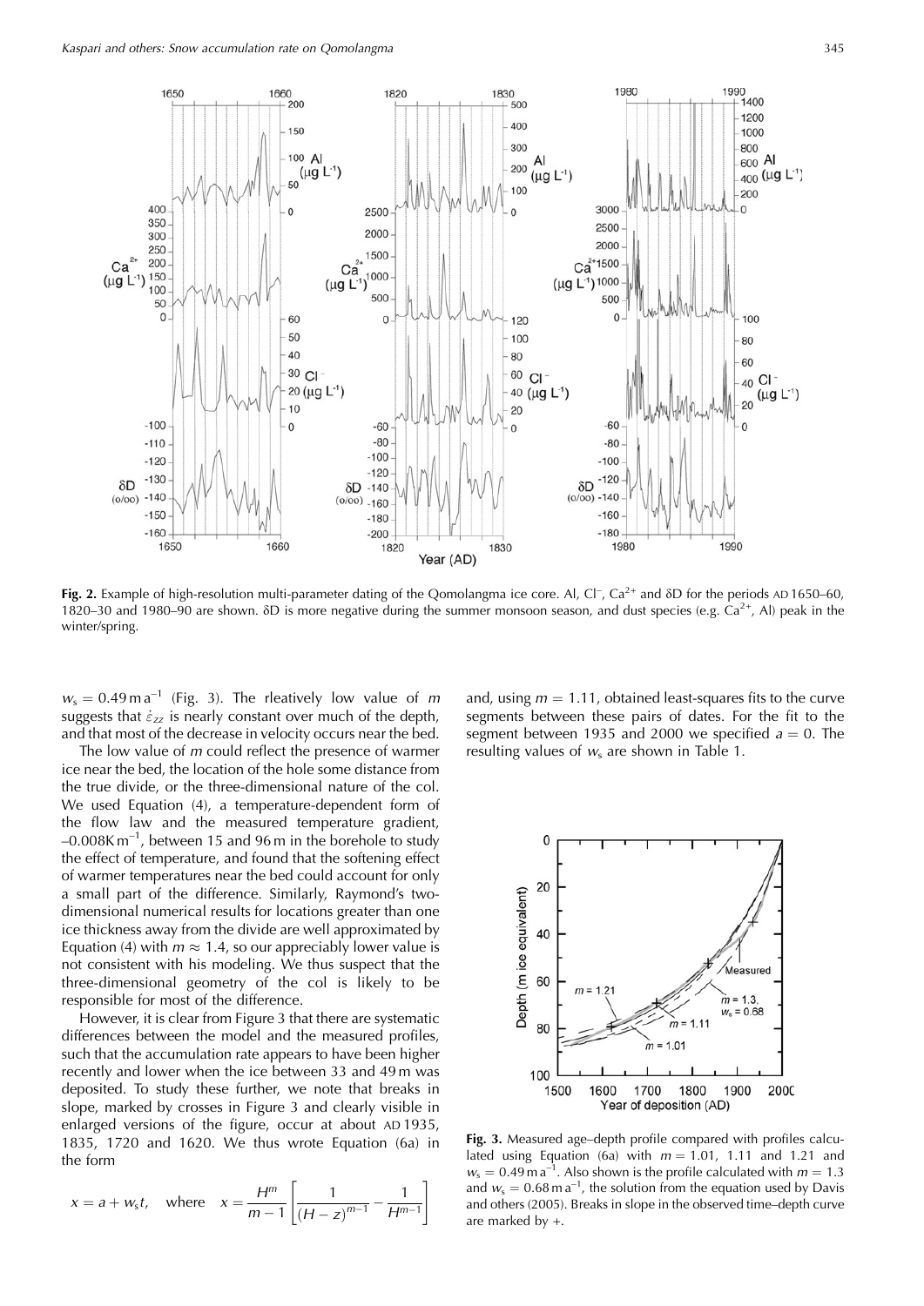Year (AD)

**Fig. 2.** Example of high-resolution multi-parameter dating of the Qomolangma ice core. Al, $Cl^-$, $Ca^{2+}$ and δD for the periods AD 1650–60, 1820–30 and 1980–90 are shown. δD is more negative during the summer monsoon season, and dust species (e.g. $Ca^{2+}$, Al) peak in the winter/spring.

$w_s = 0.49\,\mathrm{m\,a^{-1}}$ (Fig. 3). The rleatively low value of $m$ suggests that $\dot{\varepsilon}_{zz}$ is nearly constant over much of the depth, and that most of the decrease in velocity occurs near the bed.

The low value of $m$ could reflect the presence of warmer ice near the bed, the location of the hole some distance from the true divide, or the three-dimensional nature of the col. We used Equation (4), a temperature-dependent form of the flow law and the measured temperature gradient, $-0.008\,\mathrm{K\,m^{-1}}$, between 15 and 96 m in the borehole to study the effect of temperature, and found that the softening effect of warmer temperatures near the bed could account for only a small part of the difference. Similarly, Raymond's two-dimensional numerical results for locations greater than one ice thickness away from the divide are well approximated by Equation (4) with $m \approx 1.4$, so our appreciably lower value is not consistent with his modeling. We thus suspect that the three-dimensional geometry of the col is likely to be responsible for most of the difference.

However, it is clear from Figure 3 that there are systematic differences between the model and the measured profiles, such that the accumulation rate appears to have been higher recently and lower when the ice between 33 and 49 m was deposited. To study these further, we note that breaks in slope, marked by crosses in Figure 3 and clearly visible in enlarged versions of the figure, occur at about AD 1935, 1835, 1720 and 1620. We thus wrote Equation (6a) in the form

$$x = a + w_s t, \quad \text{where} \quad x = \frac{H^m}{m-1}\left[\frac{1}{(H-z)^{m-1}} - \frac{1}{H^{m-1}}\right]$$

and, using $m = 1.11$, obtained least-squares fits to the curve segments between these pairs of dates. For the fit to the segment between 1935 and 2000 we specified $a = 0$. The resulting values of $w_s$ are shown in Table 1.

**Fig. 3.** Measured age–depth profile compared with profiles calculated using Equation (6a) with $m = 1.01$, 1.11 and 1.21 and $w_s = 0.49\,\mathrm{m\,a^{-1}}$. Also shown is the profile calculated with $m = 1.3$ and $w_s = 0.68\,\mathrm{m\,a^{-1}}$, the solution from the equation used by Davis and others (2005). Breaks in slope in the observed time–depth curve are marked by +.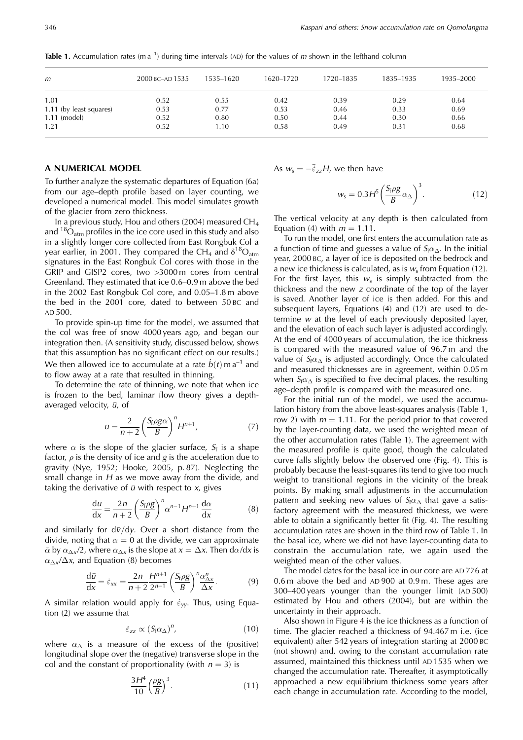**Table 1.** Accumulation rates (m a$^{-1}$) during time intervals (AD) for the values of $m$ shown in the lefthand column

| $m$ | 2000 BC–AD 1535 | 1535–1620 | 1620–1720 | 1720–1835 | 1835–1935 | 1935–2000 |
|---|---|---|---|---|---|---|
| 1.01 | 0.52 | 0.55 | 0.42 | 0.39 | 0.29 | 0.64 |
| 1.11 (by least squares) | 0.53 | 0.77 | 0.53 | 0.46 | 0.33 | 0.69 |
| 1.11 (model) | 0.52 | 0.80 | 0.50 | 0.44 | 0.30 | 0.66 |
| 1.21 | 0.52 | 1.10 | 0.58 | 0.49 | 0.31 | 0.68 |

## A NUMERICAL MODEL

To further analyze the systematic departures of Equation (6a) from our age–depth profile based on layer counting, we developed a numerical model. This model simulates growth of the glacier from zero thickness.

In a previous study, Hou and others (2004) measured $CH_4$ and $^{18}O_{atm}$ profiles in the ice core used in this study and also in a slightly longer core collected from East Rongbuk Col a year earlier, in 2001. They compared the $CH_4$ and $\delta^{18}O_{atm}$ signatures in the East Rongbuk Col cores with those in the GRIP and GISP2 cores, two >3000 m cores from central Greenland. They estimated that ice 0.6–0.9 m above the bed in the 2002 East Rongbuk Col core, and 0.05–1.8 m above the bed in the 2001 core, dated to between 50 BC and AD 500.

To provide spin-up time for the model, we assumed that the col was free of snow 4000 years ago, and began our integration then. (A sensitivity study, discussed below, shows that this assumption has no significant effect on our results.) We then allowed ice to accumulate at a rate $\dot{b}(t)$ m a$^{-1}$ and to flow away at a rate that resulted in thinning.

To determine the rate of thinning, we note that when ice is frozen to the bed, laminar flow theory gives a depth-averaged velocity, $\bar{u}$, of

$$\bar{u} = \frac{2}{n+2}\left(\frac{S_f \rho g \alpha}{B}\right)^n H^{n+1}, \tag{7}$$

where $\alpha$ is the slope of the glacier surface, $S_f$ is a shape factor, $\rho$ is the density of ice and $g$ is the acceleration due to gravity (Nye, 1952; Hooke, 2005, p. 87). Neglecting the small change in $H$ as we move away from the divide, and taking the derivative of $\bar{u}$ with respect to $x$, gives

$$\frac{d\bar{u}}{dx} = \frac{2n}{n+2}\left(\frac{S_f \rho g}{B}\right)^n \alpha^{n-1} H^{n+1} \frac{d\alpha}{dx} \tag{8}$$

and similarly for $d\bar{v}/dy$. Over a short distance from the divide, noting that $\alpha = 0$ at the divide, we can approximate $\bar{\alpha}$ by $\alpha_{\Delta x}/2$, where $\alpha_{\Delta x}$ is the slope at $x = \Delta x$. Then $d\alpha/dx$ is $\alpha_{\Delta x}/\Delta x$, and Equation (8) becomes

$$\frac{d\bar{u}}{dx} = \dot{\varepsilon}_{xx} = \frac{2n}{n+2}\frac{H^{n+1}}{2^{n-1}}\left(\frac{S_f \rho g}{B}\right)^n \frac{\alpha^n_{\Delta x}}{\Delta x}. \tag{9}$$

A similar relation would apply for $\dot{\varepsilon}_{yy}$. Thus, using Equation (2) we assume that

$$\dot{\varepsilon}_{zz} \propto (S_f \alpha_\Delta)^n, \tag{10}$$

where $\alpha_\Delta$ is a measure of the excess of the (positive) longitudinal slope over the (negative) transverse slope in the col and the constant of proportionality (with $n = 3$) is

$$\frac{3H^4}{10}\left(\frac{\rho g}{B}\right)^3. \tag{11}$$

As $w_s = -\bar{\dot{\varepsilon}}_{zz} H$, we then have

$$w_s = 0.3 H^5 \left(\frac{S_f \rho g}{B}\alpha_\Delta\right)^3. \tag{12}$$

The vertical velocity at any depth is then calculated from Equation (4) with $m = 1.11$.

To run the model, one first enters the accumulation rate as a function of time and guesses a value of $S_f\alpha_\Delta$. In the initial year, 2000 BC, a layer of ice is deposited on the bedrock and a new ice thickness is calculated, as is $w_s$ from Equation (12). For the first layer, this $w_s$ is simply subtracted from the thickness and the new $z$ coordinate of the top of the layer is saved. Another layer of ice is then added. For this and subsequent layers, Equations (4) and (12) are used to determine $w$ at the level of each previously deposited layer, and the elevation of each such layer is adjusted accordingly. At the end of 4000 years of accumulation, the ice thickness is compared with the measured value of 96.7 m and the value of $S_f\alpha_\Delta$ is adjusted accordingly. Once the calculated and measured thicknesses are in agreement, within 0.05 m when $S_f\alpha_\Delta$ is specified to five decimal places, the resulting age–depth profile is compared with the measured one.

For the initial run of the model, we used the accumulation history from the above least-squares analysis (Table 1, row 2) with $m = 1.11$. For the period prior to that covered by the layer-counting data, we used the weighted mean of the other accumulation rates (Table 1). The agreement with the measured profile is quite good, though the calculated curve falls slightly below the observed one (Fig. 4). This is probably because the least-squares fits tend to give too much weight to transitional regions in the vicinity of the break points. By making small adjustments in the accumulation pattern and seeking new values of $S_f\alpha_\Delta$ that gave a satisfactory agreement with the measured thickness, we were able to obtain a significantly better fit (Fig. 4). The resulting accumulation rates are shown in the third row of Table 1. In the basal ice, where we did not have layer-counting data to constrain the accumulation rate, we again used the weighted mean of the other values.

The model dates for the basal ice in our core are AD 776 at 0.6 m above the bed and AD 900 at 0.9 m. These ages are 300–400 years younger than the younger limit (AD 500) estimated by Hou and others (2004), but are within the uncertainty in their approach.

Also shown in Figure 4 is the ice thickness as a function of time. The glacier reached a thickness of 94.467 m i.e. (ice equivalent) after 542 years of integration starting at 2000 BC (not shown) and, owing to the constant accumulation rate assumed, maintained this thickness until AD 1535 when we changed the accumulation rate. Thereafter, it asymptotically approached a new equilibrium thickness some years after each change in accumulation rate. According to the model,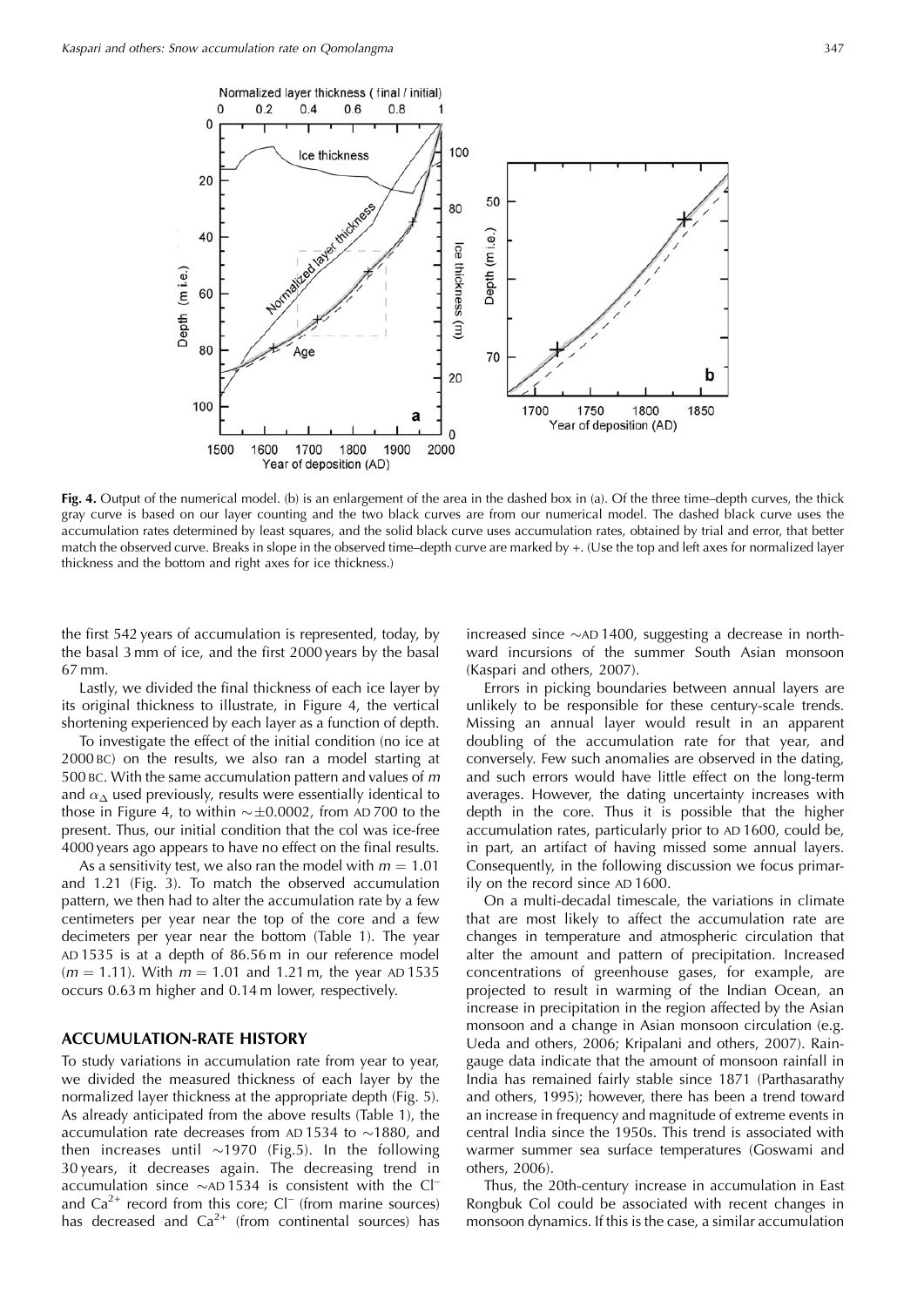Normalized layer thickness ( final / initial)

0 0.2 0.4 0.6 0.8 1

Ice thickness

Normalized layer thickness

Age

Depth (m i.e.)

Ice thickness (m)

a

1500 1600 1700 1800 1900 2000

Year of deposition (AD)

b

1700 1750 1800 1850

Year of deposition (AD)

**Fig. 4.** Output of the numerical model. (b) is an enlargement of the area in the dashed box in (a). Of the three time–depth curves, the thick gray curve is based on our layer counting and the two black curves are from our numerical model. The dashed black curve uses the accumulation rates determined by least squares, and the solid black curve uses accumulation rates, obtained by trial and error, that better match the observed curve. Breaks in slope in the observed time–depth curve are marked by +. (Use the top and left axes for normalized layer thickness and the bottom and right axes for ice thickness.)

the first 542 years of accumulation is represented, today, by the basal 3 mm of ice, and the first 2000 years by the basal 67 mm.

Lastly, we divided the final thickness of each ice layer by its original thickness to illustrate, in Figure 4, the vertical shortening experienced by each layer as a function of depth.

To investigate the effect of the initial condition (no ice at 2000 BC) on the results, we also ran a model starting at 500 BC. With the same accumulation pattern and values of $m$ and $\alpha_{\Delta}$ used previously, results were essentially identical to those in Figure 4, to within $\sim\pm 0.0002$, from AD 700 to the present. Thus, our initial condition that the col was ice-free 4000 years ago appears to have no effect on the final results.

As a sensitivity test, we also ran the model with $m = 1.01$ and 1.21 (Fig. 3). To match the observed accumulation pattern, we then had to alter the accumulation rate by a few centimeters per year near the top of the core and a few decimeters per year near the bottom (Table 1). The year AD 1535 is at a depth of 86.56 m in our reference model ($m = 1.11$). With $m = 1.01$ and 1.21 m, the year AD 1535 occurs 0.63 m higher and 0.14 m lower, respectively.

## ACCUMULATION-RATE HISTORY

To study variations in accumulation rate from year to year, we divided the measured thickness of each layer by the normalized layer thickness at the appropriate depth (Fig. 5). As already anticipated from the above results (Table 1), the accumulation rate decreases from AD 1534 to ~1880, and then increases until ~1970 (Fig.5). In the following 30 years, it decreases again. The decreasing trend in accumulation since ~AD 1534 is consistent with the $Cl^-$ and $Ca^{2+}$ record from this core; $Cl^-$ (from marine sources) has decreased and $Ca^{2+}$ (from continental sources) has increased since ~AD 1400, suggesting a decrease in northward incursions of the summer South Asian monsoon (Kaspari and others, 2007).

Errors in picking boundaries between annual layers are unlikely to be responsible for these century-scale trends. Missing an annual layer would result in an apparent doubling of the accumulation rate for that year, and conversely. Few such anomalies are observed in the dating, and such errors would have little effect on the long-term averages. However, the dating uncertainty increases with depth in the core. Thus it is possible that the higher accumulation rates, particularly prior to AD 1600, could be, in part, an artifact of having missed some annual layers. Consequently, in the following discussion we focus primarily on the record since AD 1600.

On a multi-decadal timescale, the variations in climate that are most likely to affect the accumulation rate are changes in temperature and atmospheric circulation that alter the amount and pattern of precipitation. Increased concentrations of greenhouse gases, for example, are projected to result in warming of the Indian Ocean, an increase in precipitation in the region affected by the Asian monsoon and a change in Asian monsoon circulation (e.g. Ueda and others, 2006; Kripalani and others, 2007). Rain-gauge data indicate that the amount of monsoon rainfall in India has remained fairly stable since 1871 (Parthasarathy and others, 1995); however, there has been a trend toward an increase in frequency and magnitude of extreme events in central India since the 1950s. This trend is associated with warmer summer sea surface temperatures (Goswami and others, 2006).

Thus, the 20th-century increase in accumulation in East Rongbuk Col could be associated with recent changes in monsoon dynamics. If this is the case, a similar accumulation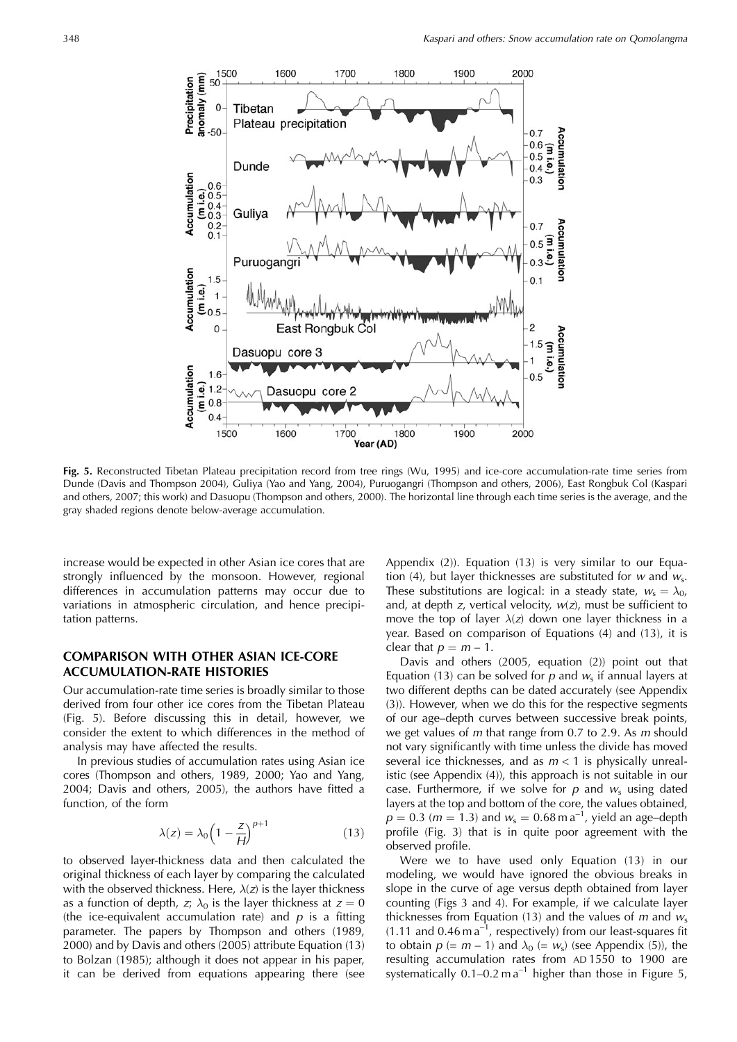1500 1600 1700 1800 1900 2000

Precipitation anomaly (mm)
50
0
-50
Tibetan Plateau precipitation

Accumulation (m i.e.)
0.7
0.6
0.5
0.4
0.3
Dunde

Accumulation (m i.e.)
0.6
0.5
0.4
0.3
0.2
0.1
Guliya

Accumulation (m i.e.)
0.7
0.5
0.3
0.1
Puruogangri

Accumulation (m i.e.)
1.5
1
0.5
0
East Rongbuk Col

Accumulation (m i.e.)
2
1.5
1
0.5
Dasuopu core 3

Accumulation (m i.e.)
1.6
1.2
0.8
0.4
Dasuopu core 2

1500 1600 1700 1800 1900 2000
Year (AD)

**Fig. 5.** Reconstructed Tibetan Plateau precipitation record from tree rings (Wu, 1995) and ice-core accumulation-rate time series from Dunde (Davis and Thompson 2004), Guliya (Yao and Yang, 2004), Puruogangri (Thompson and others, 2006), East Rongbuk Col (Kaspari and others, 2007; this work) and Dasuopu (Thompson and others, 2000). The horizontal line through each time series is the average, and the gray shaded regions denote below-average accumulation.

increase would be expected in other Asian ice cores that are strongly influenced by the monsoon. However, regional differences in accumulation patterns may occur due to variations in atmospheric circulation, and hence precipitation patterns.

## COMPARISON WITH OTHER ASIAN ICE-CORE ACCUMULATION-RATE HISTORIES

Our accumulation-rate time series is broadly similar to those derived from four other ice cores from the Tibetan Plateau (Fig. 5). Before discussing this in detail, however, we consider the extent to which differences in the method of analysis may have affected the results.

In previous studies of accumulation rates using Asian ice cores (Thompson and others, 1989, 2000; Yao and Yang, 2004; Davis and others, 2005), the authors have fitted a function, of the form

$$\lambda(z) = \lambda_0 \left(1 - \frac{z}{H}\right)^{p+1} \tag{13}$$

to observed layer-thickness data and then calculated the original thickness of each layer by comparing the calculated with the observed thickness. Here, $\lambda(z)$ is the layer thickness as a function of depth, $z$; $\lambda_0$ is the layer thickness at $z = 0$ (the ice-equivalent accumulation rate) and $p$ is a fitting parameter. The papers by Thompson and others (1989, 2000) and by Davis and others (2005) attribute Equation (13) to Bolzan (1985); although it does not appear in his paper, it can be derived from equations appearing there (see Appendix (2)). Equation (13) is very similar to our Equation (4), but layer thicknesses are substituted for $w$ and $w_s$. These substitutions are logical: in a steady state, $w_s = \lambda_0$, and, at depth $z$, vertical velocity, $w(z)$, must be sufficient to move the top of layer $\lambda(z)$ down one layer thickness in a year. Based on comparison of Equations (4) and (13), it is clear that $p = m - 1$.

Davis and others (2005, equation (2)) point out that Equation (13) can be solved for $p$ and $w_s$ if annual layers at two different depths can be dated accurately (see Appendix (3)). However, when we do this for the respective segments of our age–depth curves between successive break points, we get values of $m$ that range from 0.7 to 2.9. As $m$ should not vary significantly with time unless the divide has moved several ice thicknesses, and as $m < 1$ is physically unrealistic (see Appendix (4)), this approach is not suitable in our case. Furthermore, if we solve for $p$ and $w_s$ using dated layers at the top and bottom of the core, the values obtained, $p = 0.3$ ($m = 1.3$) and $w_s = 0.68\,\mathrm{m\,a^{-1}}$, yield an age–depth profile (Fig. 3) that is in quite poor agreement with the observed profile.

Were we to have used only Equation (13) in our modeling, we would have ignored the obvious breaks in slope in the curve of age versus depth obtained from layer counting (Figs 3 and 4). For example, if we calculate layer thicknesses from Equation (13) and the values of $m$ and $w_s$ (1.11 and $0.46\,\mathrm{m\,a^{-1}}$, respectively) from our least-squares fit to obtain $p$ (= $m - 1$) and $\lambda_0$ (= $w_s$) (see Appendix (5)), the resulting accumulation rates from AD 1550 to 1900 are systematically $0.1$–$0.2\,\mathrm{m\,a^{-1}}$ higher than those in Figure 5,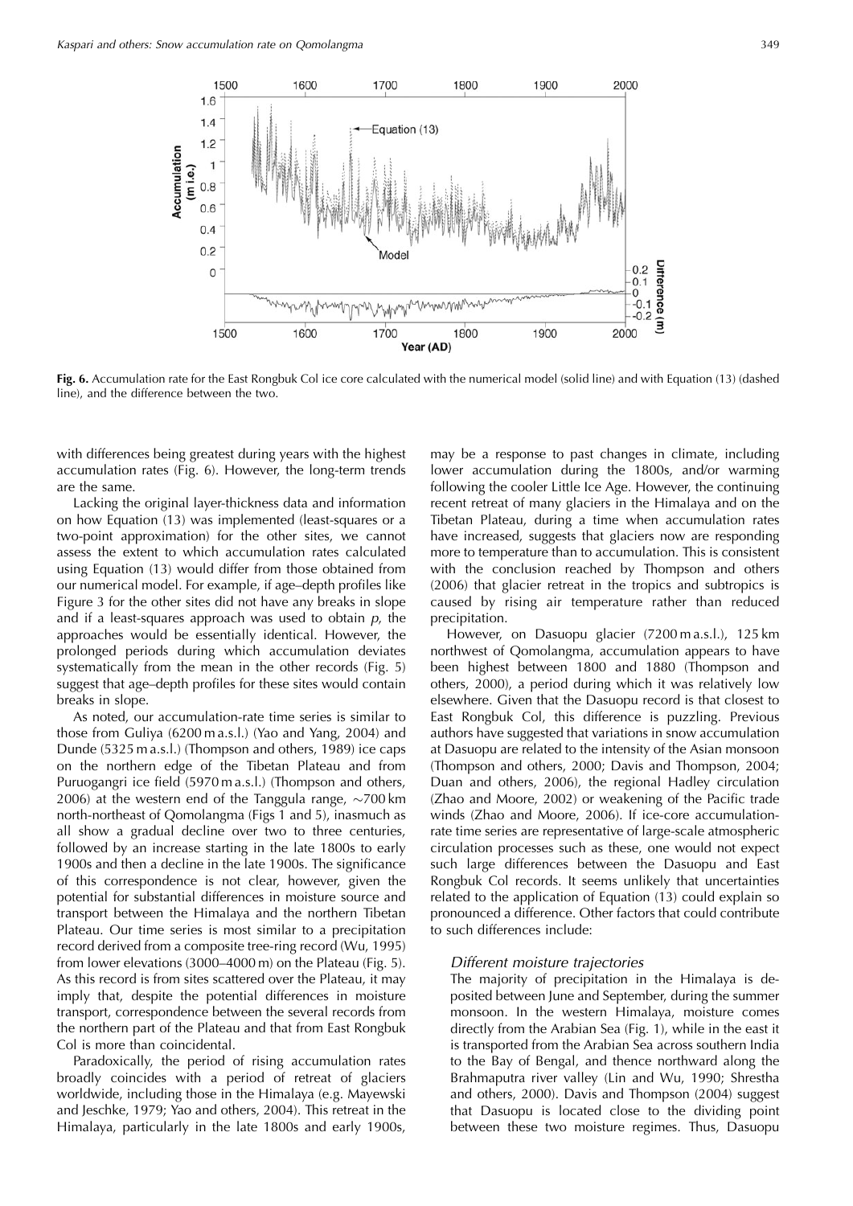1500 1600 1700 1800 1900 2000

Accumulation (m i.e.)

1.6 1.4 1.2 1 0.8 0.6 0.4 0.2 0

Equation (13)

Model

0.2 0.1 0 -0.1 -0.2

Difference (m)

1500 1600 1700 1800 1900 2000

Year (AD)

**Fig. 6.** Accumulation rate for the East Rongbuk Col ice core calculated with the numerical model (solid line) and with Equation (13) (dashed line), and the difference between the two.

with differences being greatest during years with the highest accumulation rates (Fig. 6). However, the long-term trends are the same.

Lacking the original layer-thickness data and information on how Equation (13) was implemented (least-squares or a two-point approximation) for the other sites, we cannot assess the extent to which accumulation rates calculated using Equation (13) would differ from those obtained from our numerical model. For example, if age–depth profiles like Figure 3 for the other sites did not have any breaks in slope and if a least-squares approach was used to obtain $p$, the approaches would be essentially identical. However, the prolonged periods during which accumulation deviates systematically from the mean in the other records (Fig. 5) suggest that age–depth profiles for these sites would contain breaks in slope.

As noted, our accumulation-rate time series is similar to those from Guliya (6200 m a.s.l.) (Yao and Yang, 2004) and Dunde (5325 m a.s.l.) (Thompson and others, 1989) ice caps on the northern edge of the Tibetan Plateau and from Puruogangri ice field (5970 m a.s.l.) (Thompson and others, 2006) at the western end of the Tanggula range, ~700 km north-northeast of Qomolangma (Figs 1 and 5), inasmuch as all show a gradual decline over two to three centuries, followed by an increase starting in the late 1800s to early 1900s and then a decline in the late 1900s. The significance of this correspondence is not clear, however, given the potential for substantial differences in moisture source and transport between the Himalaya and the northern Tibetan Plateau. Our time series is most similar to a precipitation record derived from a composite tree-ring record (Wu, 1995) from lower elevations (3000–4000 m) on the Plateau (Fig. 5). As this record is from sites scattered over the Plateau, it may imply that, despite the potential differences in moisture transport, correspondence between the several records from the northern part of the Plateau and that from East Rongbuk Col is more than coincidental.

Paradoxically, the period of rising accumulation rates broadly coincides with a period of retreat of glaciers worldwide, including those in the Himalaya (e.g. Mayewski and Jeschke, 1979; Yao and others, 2004). This retreat in the Himalaya, particularly in the late 1800s and early 1900s, may be a response to past changes in climate, including lower accumulation during the 1800s, and/or warming following the cooler Little Ice Age. However, the continuing recent retreat of many glaciers in the Himalaya and on the Tibetan Plateau, during a time when accumulation rates have increased, suggests that glaciers now are responding more to temperature than to accumulation. This is consistent with the conclusion reached by Thompson and others (2006) that glacier retreat in the tropics and subtropics is caused by rising air temperature rather than reduced precipitation.

However, on Dasuopu glacier (7200 m a.s.l.), 125 km northwest of Qomolangma, accumulation appears to have been highest between 1800 and 1880 (Thompson and others, 2000), a period during which it was relatively low elsewhere. Given that the Dasuopu record is that closest to East Rongbuk Col, this difference is puzzling. Previous authors have suggested that variations in snow accumulation at Dasuopu are related to the intensity of the Asian monsoon (Thompson and others, 2000; Davis and Thompson, 2004; Duan and others, 2006), the regional Hadley circulation (Zhao and Moore, 2002) or weakening of the Pacific trade winds (Zhao and Moore, 2006). If ice-core accumulation-rate time series are representative of large-scale atmospheric circulation processes such as these, one would not expect such large differences between the Dasuopu and East Rongbuk Col records. It seems unlikely that uncertainties related to the application of Equation (13) could explain so pronounced a difference. Other factors that could contribute to such differences include:

### *Different moisture trajectories*

The majority of precipitation in the Himalaya is deposited between June and September, during the summer monsoon. In the western Himalaya, moisture comes directly from the Arabian Sea (Fig. 1), while in the east it is transported from the Arabian Sea across southern India to the Bay of Bengal, and thence northward along the Brahmaputra river valley (Lin and Wu, 1990; Shrestha and others, 2000). Davis and Thompson (2004) suggest that Dasuopu is located close to the dividing point between these two moisture regimes. Thus, Dasuopu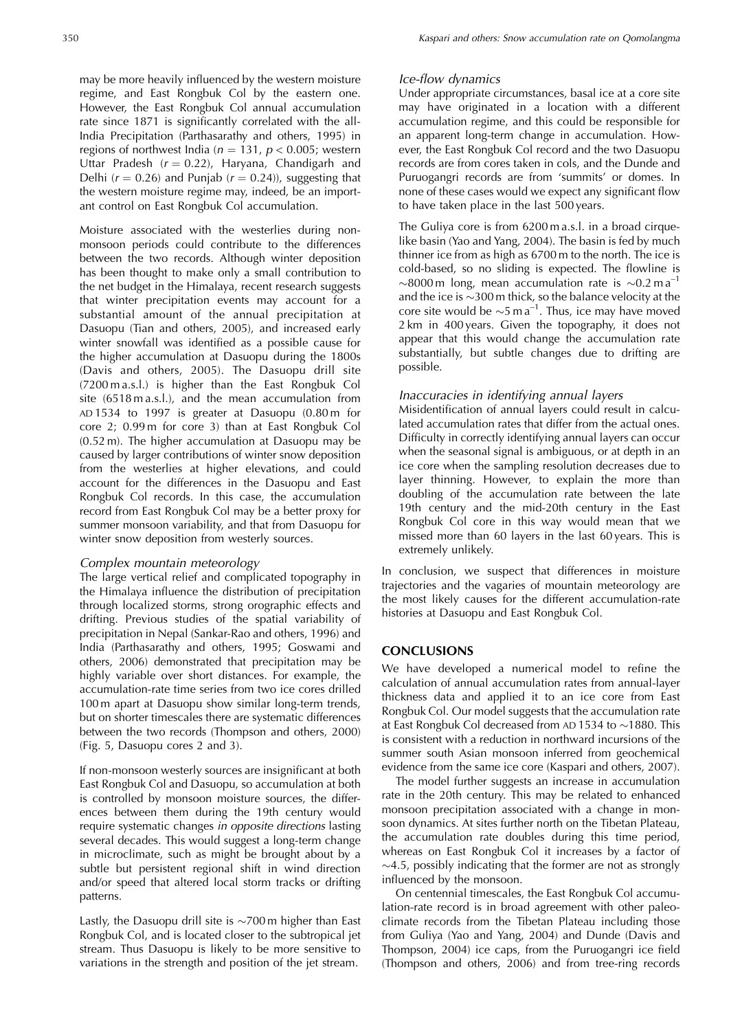may be more heavily influenced by the western moisture regime, and East Rongbuk Col by the eastern one. However, the East Rongbuk Col annual accumulation rate since 1871 is significantly correlated with the all-India Precipitation (Parthasarathy and others, 1995) in regions of northwest India ($n = 131$, $p < 0.005$; western Uttar Pradesh ($r = 0.22$), Haryana, Chandigarh and Delhi ($r = 0.26$) and Punjab ($r = 0.24$)), suggesting that the western moisture regime may, indeed, be an important control on East Rongbuk Col accumulation.

Moisture associated with the westerlies during non-monsoon periods could contribute to the differences between the two records. Although winter deposition has been thought to make only a small contribution to the net budget in the Himalaya, recent research suggests that winter precipitation events may account for a substantial amount of the annual precipitation at Dasuopu (Tian and others, 2005), and increased early winter snowfall was identified as a possible cause for the higher accumulation at Dasuopu during the 1800s (Davis and others, 2005). The Dasuopu drill site (7200 m a.s.l.) is higher than the East Rongbuk Col site (6518 m a.s.l.), and the mean accumulation from AD 1534 to 1997 is greater at Dasuopu (0.80 m for core 2; 0.99 m for core 3) than at East Rongbuk Col (0.52 m). The higher accumulation at Dasuopu may be caused by larger contributions of winter snow deposition from the westerlies at higher elevations, and could account for the differences in the Dasuopu and East Rongbuk Col records. In this case, the accumulation record from East Rongbuk Col may be a better proxy for summer monsoon variability, and that from Dasuopu for winter snow deposition from westerly sources.

### *Complex mountain meteorology*

The large vertical relief and complicated topography in the Himalaya influence the distribution of precipitation through localized storms, strong orographic effects and drifting. Previous studies of the spatial variability of precipitation in Nepal (Sankar-Rao and others, 1996) and India (Parthasarathy and others, 1995; Goswami and others, 2006) demonstrated that precipitation may be highly variable over short distances. For example, the accumulation-rate time series from two ice cores drilled 100 m apart at Dasuopu show similar long-term trends, but on shorter timescales there are systematic differences between the two records (Thompson and others, 2000) (Fig. 5, Dasuopu cores 2 and 3).

If non-monsoon westerly sources are insignificant at both East Rongbuk Col and Dasuopu, so accumulation at both is controlled by monsoon moisture sources, the differences between them during the 19th century would require systematic changes *in opposite directions* lasting several decades. This would suggest a long-term change in microclimate, such as might be brought about by a subtle but persistent regional shift in wind direction and/or speed that altered local storm tracks or drifting patterns.

Lastly, the Dasuopu drill site is ~700 m higher than East Rongbuk Col, and is located closer to the subtropical jet stream. Thus Dasuopu is likely to be more sensitive to variations in the strength and position of the jet stream.

### *Ice-flow dynamics*

Under appropriate circumstances, basal ice at a core site may have originated in a location with a different accumulation regime, and this could be responsible for an apparent long-term change in accumulation. However, the East Rongbuk Col record and the two Dasuopu records are from cores taken in cols, and the Dunde and Puruogangri records are from 'summits' or domes. In none of these cases would we expect any significant flow to have taken place in the last 500 years.

The Guliya core is from 6200 m a.s.l. in a broad cirque-like basin (Yao and Yang, 2004). The basin is fed by much thinner ice from as high as 6700 m to the north. The ice is cold-based, so no sliding is expected. The flowline is ~8000 m long, mean accumulation rate is ~0.2 m a$^{-1}$ and the ice is ~300 m thick, so the balance velocity at the core site would be ~5 m a$^{-1}$. Thus, ice may have moved 2 km in 400 years. Given the topography, it does not appear that this would change the accumulation rate substantially, but subtle changes due to drifting are possible.

### *Inaccuracies in identifying annual layers*

Misidentification of annual layers could result in calculated accumulation rates that differ from the actual ones. Difficulty in correctly identifying annual layers can occur when the seasonal signal is ambiguous, or at depth in an ice core when the sampling resolution decreases due to layer thinning. However, to explain the more than doubling of the accumulation rate between the late 19th century and the mid-20th century in the East Rongbuk Col core in this way would mean that we missed more than 60 layers in the last 60 years. This is extremely unlikely.

In conclusion, we suspect that differences in moisture trajectories and the vagaries of mountain meteorology are the most likely causes for the different accumulation-rate histories at Dasuopu and East Rongbuk Col.

## CONCLUSIONS

We have developed a numerical model to refine the calculation of annual accumulation rates from annual-layer thickness data and applied it to an ice core from East Rongbuk Col. Our model suggests that the accumulation rate at East Rongbuk Col decreased from AD 1534 to ~1880. This is consistent with a reduction in northward incursions of the summer south Asian monsoon inferred from geochemical evidence from the same ice core (Kaspari and others, 2007).

The model further suggests an increase in accumulation rate in the 20th century. This may be related to enhanced monsoon precipitation associated with a change in monsoon dynamics. At sites further north on the Tibetan Plateau, the accumulation rate doubles during this time period, whereas on East Rongbuk Col it increases by a factor of ~4.5, possibly indicating that the former are not as strongly influenced by the monsoon.

On centennial timescales, the East Rongbuk Col accumulation-rate record is in broad agreement with other paleoclimate records from the Tibetan Plateau including those from Guliya (Yao and Yang, 2004) and Dunde (Davis and Thompson, 2004) ice caps, from the Puruogangri ice field (Thompson and others, 2006) and from tree-ring records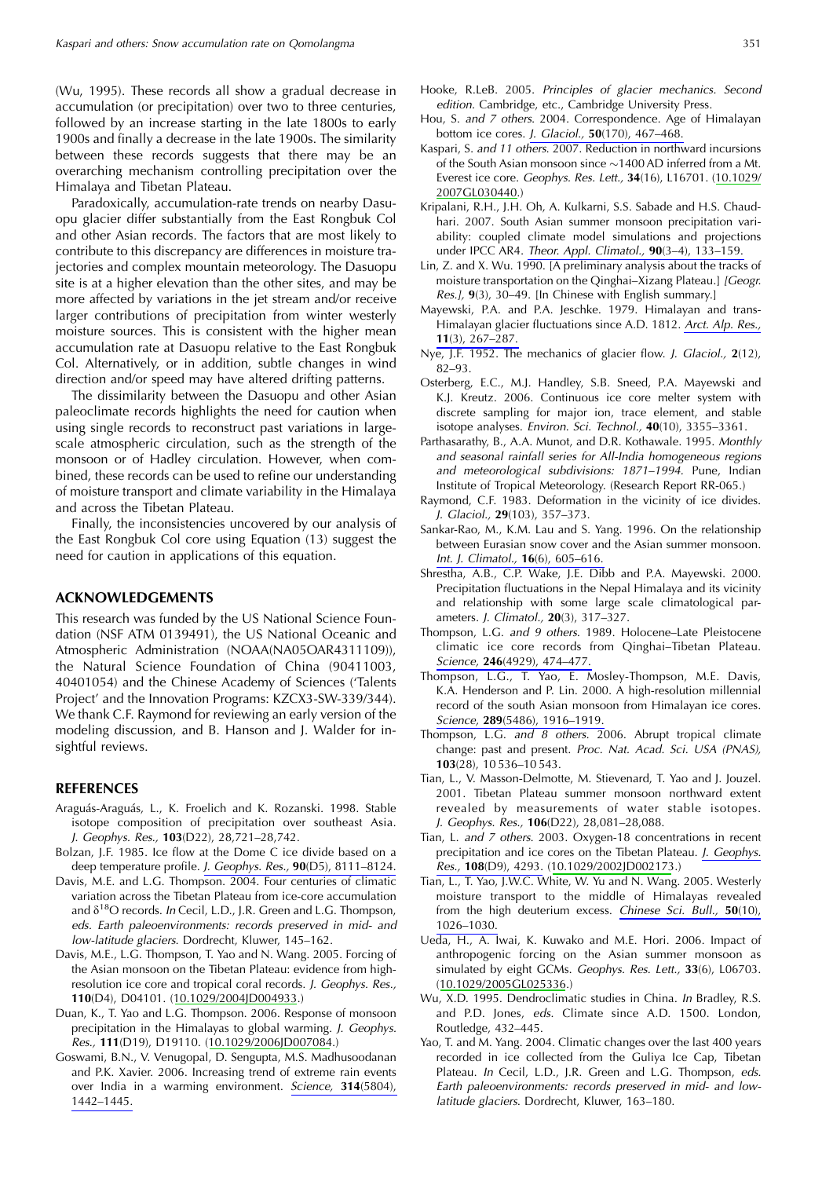(Wu, 1995). These records all show a gradual decrease in accumulation (or precipitation) over two to three centuries, followed by an increase starting in the late 1800s to early 1900s and finally a decrease in the late 1900s. The similarity between these records suggests that there may be an overarching mechanism controlling precipitation over the Himalaya and Tibetan Plateau.

Paradoxically, accumulation-rate trends on nearby Dasuopu glacier differ substantially from the East Rongbuk Col and other Asian records. The factors that are most likely to contribute to this discrepancy are differences in moisture trajectories and complex mountain meteorology. The Dasuopu site is at a higher elevation than the other sites, and may be more affected by variations in the jet stream and/or receive larger contributions of precipitation from winter westerly moisture sources. This is consistent with the higher mean accumulation rate at Dasuopu relative to the East Rongbuk Col. Alternatively, or in addition, subtle changes in wind direction and/or speed may have altered drifting patterns.

The dissimilarity between the Dasuopu and other Asian paleoclimate records highlights the need for caution when using single records to reconstruct past variations in large-scale atmospheric circulation, such as the strength of the monsoon or of Hadley circulation. However, when combined, these records can be used to refine our understanding of moisture transport and climate variability in the Himalaya and across the Tibetan Plateau.

Finally, the inconsistencies uncovered by our analysis of the East Rongbuk Col core using Equation (13) suggest the need for caution in applications of this equation.

## ACKNOWLEDGEMENTS

This research was funded by the US National Science Foundation (NSF ATM 0139491), the US National Oceanic and Atmospheric Administration (NOAA(NA05OAR4311109)), the Natural Science Foundation of China (90411003, 40401054) and the Chinese Academy of Sciences ('Talents Project' and the Innovation Programs: KZCX3-SW-339/344). We thank C.F. Raymond for reviewing an early version of the modeling discussion, and B. Hanson and J. Walder for insightful reviews.

## REFERENCES

Araguás-Araguás, L., K. Froelich and K. Rozanski. 1998. Stable isotope composition of precipitation over southeast Asia. *J. Geophys. Res.,* **103**(D22), 28,721–28,742.

Bolzan, J.F. 1985. Ice flow at the Dome C ice divide based on a deep temperature profile. *J. Geophys. Res.,* **90**(D5), 8111–8124.

Davis, M.E. and L.G. Thompson. 2004. Four centuries of climatic variation across the Tibetan Plateau from ice-core accumulation and $\delta^{18}O$ records. *In* Cecil, L.D., J.R. Green and L.G. Thompson, *eds. Earth paleoenvironments: records preserved in mid- and low-latitude glaciers*. Dordrecht, Kluwer, 145–162.

Davis, M.E., L.G. Thompson, T. Yao and N. Wang. 2005. Forcing of the Asian monsoon on the Tibetan Plateau: evidence from high-resolution ice core and tropical coral records. *J. Geophys. Res.,* **110**(D4), D04101. (10.1029/2004JD004933.)

Duan, K., T. Yao and L.G. Thompson. 2006. Response of monsoon precipitation in the Himalayas to global warming. *J. Geophys. Res.,* **111**(D19), D19110. (10.1029/2006JD007084.)

Goswami, B.N., V. Venugopal, D. Sengupta, M.S. Madhusoodanan and P.K. Xavier. 2006. Increasing trend of extreme rain events over India in a warming environment. *Science,* **314**(5804), 1442–1445.

Hooke, R.LeB. 2005. *Principles of glacier mechanics. Second edition*. Cambridge, etc., Cambridge University Press.

Hou, S. *and 7 others*. 2004. Correspondence. Age of Himalayan bottom ice cores. *J. Glaciol.,* **50**(170), 467–468.

Kaspari, S. *and 11 others*. 2007. Reduction in northward incursions of the South Asian monsoon since ~1400 AD inferred from a Mt. Everest ice core. *Geophys. Res. Lett.,* **34**(16), L16701. (10.1029/2007GL030440.)

Kripalani, R.H., J.H. Oh, A. Kulkarni, S.S. Sabade and H.S. Chaudhari. 2007. South Asian summer monsoon precipitation variability: coupled climate model simulations and projections under IPCC AR4. *Theor. Appl. Climatol.,* **90**(3–4), 133–159.

Lin, Z. and X. Wu. 1990. [A preliminary analysis about the tracks of moisture transportation on the Qinghai–Xizang Plateau.] *[Geogr. Res.],* **9**(3), 30–49. [In Chinese with English summary.]

Mayewski, P.A. and P.A. Jeschke. 1979. Himalayan and trans-Himalayan glacier fluctuations since A.D. 1812. *Arct. Alp. Res.,* **11**(3), 267–287.

Nye, J.F. 1952. The mechanics of glacier flow. *J. Glaciol.,* **2**(12), 82–93.

Osterberg, E.C., M.J. Handley, S.B. Sneed, P.A. Mayewski and K.J. Kreutz. 2006. Continuous ice core melter system with discrete sampling for major ion, trace element, and stable isotope analyses. *Environ. Sci. Technol.,* **40**(10), 3355–3361.

Parthasarathy, B., A.A. Munot, and D.R. Kothawale. 1995. *Monthly and seasonal rainfall series for All-India homogeneous regions and meteorological subdivisions: 1871–1994.* Pune, Indian Institute of Tropical Meteorology. (Research Report RR-065.)

Raymond, C.F. 1983. Deformation in the vicinity of ice divides. *J. Glaciol.,* **29**(103), 357–373.

Sankar-Rao, M., K.M. Lau and S. Yang. 1996. On the relationship between Eurasian snow cover and the Asian summer monsoon. *Int. J. Climatol.,* **16**(6), 605–616.

Shrestha, A.B., C.P. Wake, J.E. Dibb and P.A. Mayewski. 2000. Precipitation fluctuations in the Nepal Himalaya and its vicinity and relationship with some large scale climatological parameters. *J. Climatol.,* **20**(3), 317–327.

Thompson, L.G. *and 9 others*. 1989. Holocene–Late Pleistocene climatic ice core records from Qinghai–Tibetan Plateau. *Science,* **246**(4929), 474–477.

Thompson, L.G., T. Yao, E. Mosley-Thompson, M.E. Davis, K.A. Henderson and P. Lin. 2000. A high-resolution millennial record of the south Asian monsoon from Himalayan ice cores. *Science,* **289**(5486), 1916–1919.

Thompson, L.G. *and 8 others*. 2006. Abrupt tropical climate change: past and present. *Proc. Nat. Acad. Sci. USA (PNAS),* **103**(28), 10 536–10 543.

Tian, L., V. Masson-Delmotte, M. Stievenard, T. Yao and J. Jouzel. 2001. Tibetan Plateau summer monsoon northward extent revealed by measurements of water stable isotopes. *J. Geophys. Res.,* **106**(D22), 28,081–28,088.

Tian, L. *and 7 others*. 2003. Oxygen-18 concentrations in recent precipitation and ice cores on the Tibetan Plateau. *J. Geophys. Res.,* **108**(D9), 4293. (10.1029/2002JD002173.)

Tian, L., T. Yao, J.W.C. White, W. Yu and N. Wang. 2005. Westerly moisture transport to the middle of Himalayas revealed from the high deuterium excess. *Chinese Sci. Bull.,* **50**(10), 1026–1030.

Ueda, H., A. Iwai, K. Kuwako and M.E. Hori. 2006. Impact of anthropogenic forcing on the Asian summer monsoon as simulated by eight GCMs. *Geophys. Res. Lett.,* **33**(6), L06703. (10.1029/2005GL025336.)

Wu, X.D. 1995. Dendroclimatic studies in China. *In* Bradley, R.S. and P.D. Jones, *eds.* Climate since A.D. 1500. London, Routledge, 432–445.

Yao, T. and M. Yang. 2004. Climatic changes over the last 400 years recorded in ice collected from the Guliya Ice Cap, Tibetan Plateau. *In* Cecil, L.D., J.R. Green and L.G. Thompson, *eds. Earth paleoenvironments: records preserved in mid- and low-latitude glaciers*. Dordrecht, Kluwer, 163–180.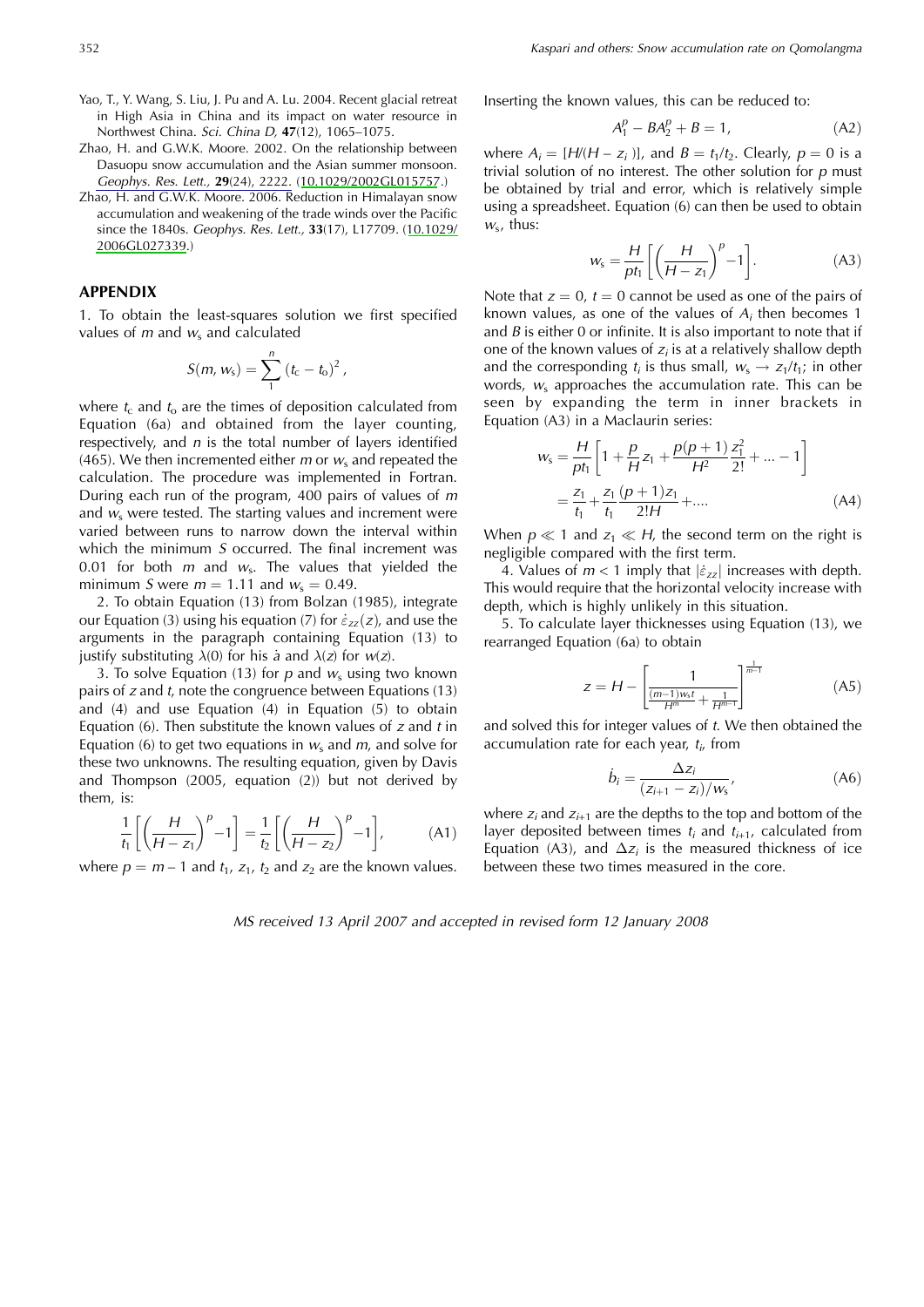Yao, T., Y. Wang, S. Liu, J. Pu and A. Lu. 2004. Recent glacial retreat in High Asia in China and its impact on water resource in Northwest China. *Sci. China D,* **47**(12), 1065–1075.

Zhao, H. and G.W.K. Moore. 2002. On the relationship between Dasuopu snow accumulation and the Asian summer monsoon. *Geophys. Res. Lett.,* **29**(24), 2222. (10.1029/2002GL015757.)

Zhao, H. and G.W.K. Moore. 2006. Reduction in Himalayan snow accumulation and weakening of the trade winds over the Pacific since the 1840s. *Geophys. Res. Lett.,* **33**(17), L17709. (10.1029/2006GL027339.)

## APPENDIX

1. To obtain the least-squares solution we first specified values of $m$ and $w_s$ and calculated

$$S(m, w_s) = \sum_{1}^{n} (t_c - t_o)^2,$$

where $t_c$ and $t_o$ are the times of deposition calculated from Equation (6a) and obtained from the layer counting, respectively, and $n$ is the total number of layers identified (465). We then incremented either $m$ or $w_s$ and repeated the calculation. The procedure was implemented in Fortran. During each run of the program, 400 pairs of values of $m$ and $w_s$ were tested. The starting values and increment were varied between runs to narrow down the interval within which the minimum $S$ occurred. The final increment was 0.01 for both $m$ and $w_s$. The values that yielded the minimum $S$ were $m = 1.11$ and $w_s = 0.49$.

2. To obtain Equation (13) from Bolzan (1985), integrate our Equation (3) using his equation (7) for $\dot{\varepsilon}_{zz}(z)$, and use the arguments in the paragraph containing Equation (13) to justify substituting $\lambda(0)$ for his $\dot{a}$ and $\lambda(z)$ for $w(z)$.

3. To solve Equation (13) for $p$ and $w_s$ using two known pairs of $z$ and $t$, note the congruence between Equations (13) and (4) and use Equation (4) in Equation (5) to obtain Equation (6). Then substitute the known values of $z$ and $t$ in Equation (6) to get two equations in $w_s$ and $m$, and solve for these two unknowns. The resulting equation, given by Davis and Thompson (2005, equation (2)) but not derived by them, is:

$$\frac{1}{t_1}\left[\left(\frac{H}{H - z_1}\right)^p - 1\right] = \frac{1}{t_2}\left[\left(\frac{H}{H - z_2}\right)^p - 1\right], \tag{A1}$$

where $p = m - 1$ and $t_1$, $z_1$, $t_2$ and $z_2$ are the known values.

Inserting the known values, this can be reduced to:

$$A_1^p - BA_2^p + B = 1, \tag{A2}$$

where $A_i = [H/(H - z_i)]$, and $B = t_1/t_2$. Clearly, $p = 0$ is a trivial solution of no interest. The other solution for $p$ must be obtained by trial and error, which is relatively simple using a spreadsheet. Equation (6) can then be used to obtain $w_s$, thus:

$$w_s = \frac{H}{pt_1}\left[\left(\frac{H}{H - z_1}\right)^p - 1\right]. \tag{A3}$$

Note that $z = 0$, $t = 0$ cannot be used as one of the pairs of known values, as one of the values of $A_i$ then becomes 1 and $B$ is either 0 or infinite. It is also important to note that if one of the known values of $z_i$ is at a relatively shallow depth and the corresponding $t_i$ is thus small, $w_s \to z_1/t_1$; in other words, $w_s$ approaches the accumulation rate. This can be seen by expanding the term in inner brackets in Equation (A3) in a Maclaurin series:

$$\begin{aligned} w_s &= \frac{H}{pt_1}\left[1 + \frac{p}{H}z_1 + \frac{p(p+1)}{H^2}\frac{z_1^2}{2!} + \ldots - 1\right] \\ &= \frac{z_1}{t_1} + \frac{z_1}{t_1}\frac{(p+1)z_1}{2!H} + \ldots \end{aligned} \tag{A4}$$

When $p \ll 1$ and $z_1 \ll H$, the second term on the right is negligible compared with the first term.

4. Values of $m < 1$ imply that $|\dot{\varepsilon}_{zz}|$ increases with depth. This would require that the horizontal velocity increase with depth, which is highly unlikely in this situation.

5. To calculate layer thicknesses using Equation (13), we rearranged Equation (6a) to obtain

$$z = H - \left[\frac{1}{\frac{(m-1)w_s t}{H^m} + \frac{1}{H^{m-1}}}\right]^{\frac{1}{m-1}} \tag{A5}$$

and solved this for integer values of $t$. We then obtained the accumulation rate for each year, $t_i$, from

$$\dot{b}_i = \frac{\Delta z_i}{(z_{i+1} - z_i)/w_s}, \tag{A6}$$

where $z_i$ and $z_{i+1}$ are the depths to the top and bottom of the layer deposited between times $t_i$ and $t_{i+1}$, calculated from Equation (A3), and $\Delta z_i$ is the measured thickness of ice between these two times measured in the core.

*MS received 13 April 2007 and accepted in revised form 12 January 2008*